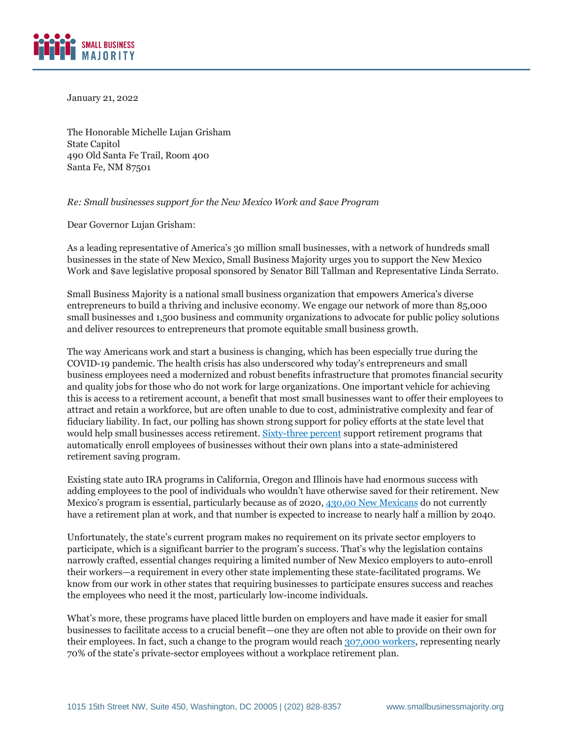January 21, 2022

The Honorable Michelle Lujan Grisham
State Capitol
490 Old Santa Fe Trail, Room 400
Santa Fe, NM 87501

*Re: Small businesses support for the New Mexico Work and $ave Program*

Dear Governor Lujan Grisham:

As a leading representative of America's 30 million small businesses, with a network of hundreds small businesses in the state of New Mexico, Small Business Majority urges you to support the New Mexico Work and $ave legislative proposal sponsored by Senator Bill Tallman and Representative Linda Serrato.

Small Business Majority is a national small business organization that empowers America's diverse entrepreneurs to build a thriving and inclusive economy. We engage our network of more than 85,000 small businesses and 1,500 business and community organizations to advocate for public policy solutions and deliver resources to entrepreneurs that promote equitable small business growth.

The way Americans work and start a business is changing, which has been especially true during the COVID-19 pandemic. The health crisis has also underscored why today's entrepreneurs and small business employees need a modernized and robust benefits infrastructure that promotes financial security and quality jobs for those who do not work for large organizations. One important vehicle for achieving this is access to a retirement account, a benefit that most small businesses want to offer their employees to attract and retain a workforce, but are often unable to due to cost, administrative complexity and fear of fiduciary liability. In fact, our polling has shown strong support for policy efforts at the state level that would help small businesses access retirement. Sixty-three percent support retirement programs that automatically enroll employees of businesses without their own plans into a state-administered retirement saving program.

Existing state auto IRA programs in California, Oregon and Illinois have had enormous success with adding employees to the pool of individuals who wouldn't have otherwise saved for their retirement. New Mexico's program is essential, particularly because as of 2020, 430,00 New Mexicans do not currently have a retirement plan at work, and that number is expected to increase to nearly half a million by 2040.

Unfortunately, the state's current program makes no requirement on its private sector employers to participate, which is a significant barrier to the program's success. That's why the legislation contains narrowly crafted, essential changes requiring a limited number of New Mexico employers to auto-enroll their workers—a requirement in every other state implementing these state-facilitated programs. We know from our work in other states that requiring businesses to participate ensures success and reaches the employees who need it the most, particularly low-income individuals.

What's more, these programs have placed little burden on employers and have made it easier for small businesses to facilitate access to a crucial benefit—one they are often not able to provide on their own for their employees. In fact, such a change to the program would reach 307,000 workers, representing nearly 70% of the state's private-sector employees without a workplace retirement plan.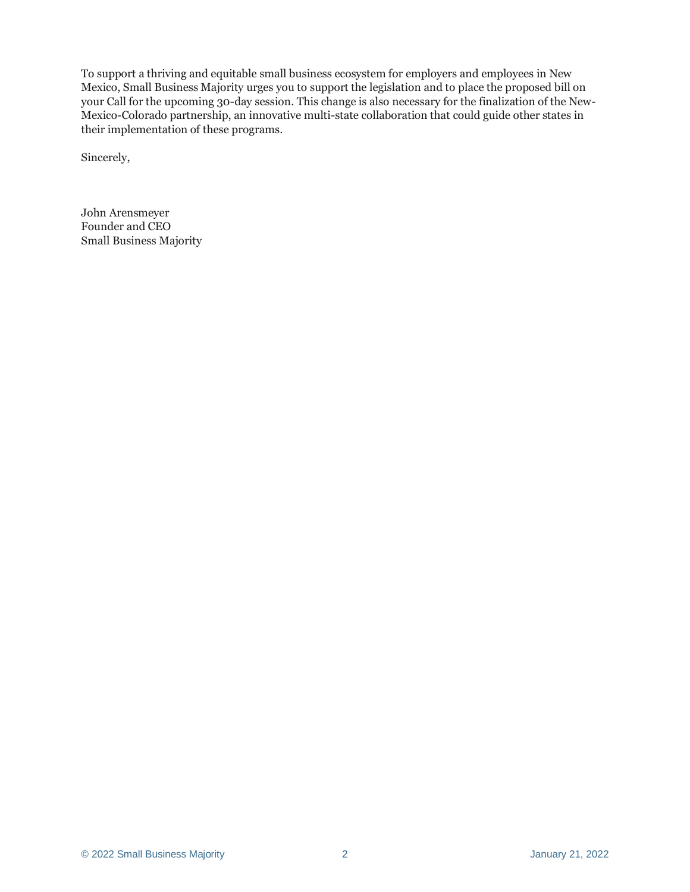To support a thriving and equitable small business ecosystem for employers and employees in New Mexico, Small Business Majority urges you to support the legislation and to place the proposed bill on your Call for the upcoming 30-day session. This change is also necessary for the finalization of the New-Mexico-Colorado partnership, an innovative multi-state collaboration that could guide other states in their implementation of these programs.

Sincerely,

John Arensmeyer
Founder and CEO
Small Business Majority